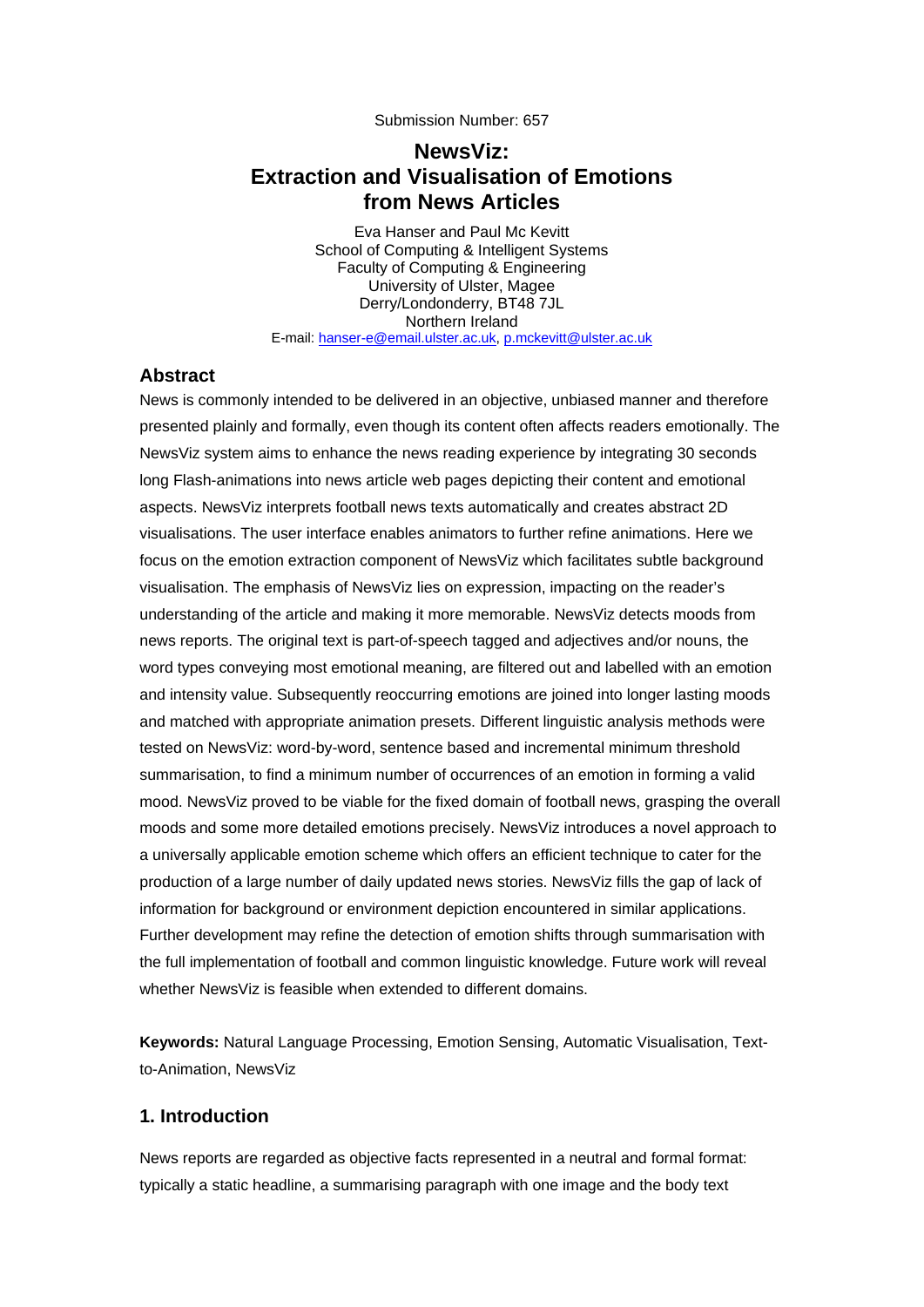Submission Number: 657

# NewsViz: Extraction and Visualisation of Emotions from News Articles

Eva Hanser and Paul Mc Kevitt
School of Computing & Intelligent Systems
Faculty of Computing & Engineering
University of Ulster, Magee
Derry/Londonderry, BT48 7JL
Northern Ireland
E-mail: hanser-e@email.ulster.ac.uk, p.mckevitt@ulster.ac.uk

## Abstract

News is commonly intended to be delivered in an objective, unbiased manner and therefore presented plainly and formally, even though its content often affects readers emotionally. The NewsViz system aims to enhance the news reading experience by integrating 30 seconds long Flash-animations into news article web pages depicting their content and emotional aspects. NewsViz interprets football news texts automatically and creates abstract 2D visualisations. The user interface enables animators to further refine animations. Here we focus on the emotion extraction component of NewsViz which facilitates subtle background visualisation. The emphasis of NewsViz lies on expression, impacting on the reader's understanding of the article and making it more memorable. NewsViz detects moods from news reports. The original text is part-of-speech tagged and adjectives and/or nouns, the word types conveying most emotional meaning, are filtered out and labelled with an emotion and intensity value. Subsequently reoccurring emotions are joined into longer lasting moods and matched with appropriate animation presets. Different linguistic analysis methods were tested on NewsViz: word-by-word, sentence based and incremental minimum threshold summarisation, to find a minimum number of occurrences of an emotion in forming a valid mood. NewsViz proved to be viable for the fixed domain of football news, grasping the overall moods and some more detailed emotions precisely. NewsViz introduces a novel approach to a universally applicable emotion scheme which offers an efficient technique to cater for the production of a large number of daily updated news stories. NewsViz fills the gap of lack of information for background or environment depiction encountered in similar applications. Further development may refine the detection of emotion shifts through summarisation with the full implementation of football and common linguistic knowledge. Future work will reveal whether NewsViz is feasible when extended to different domains.

**Keywords:** Natural Language Processing, Emotion Sensing, Automatic Visualisation, Text-to-Animation, NewsViz

## 1. Introduction

News reports are regarded as objective facts represented in a neutral and formal format: typically a static headline, a summarising paragraph with one image and the body text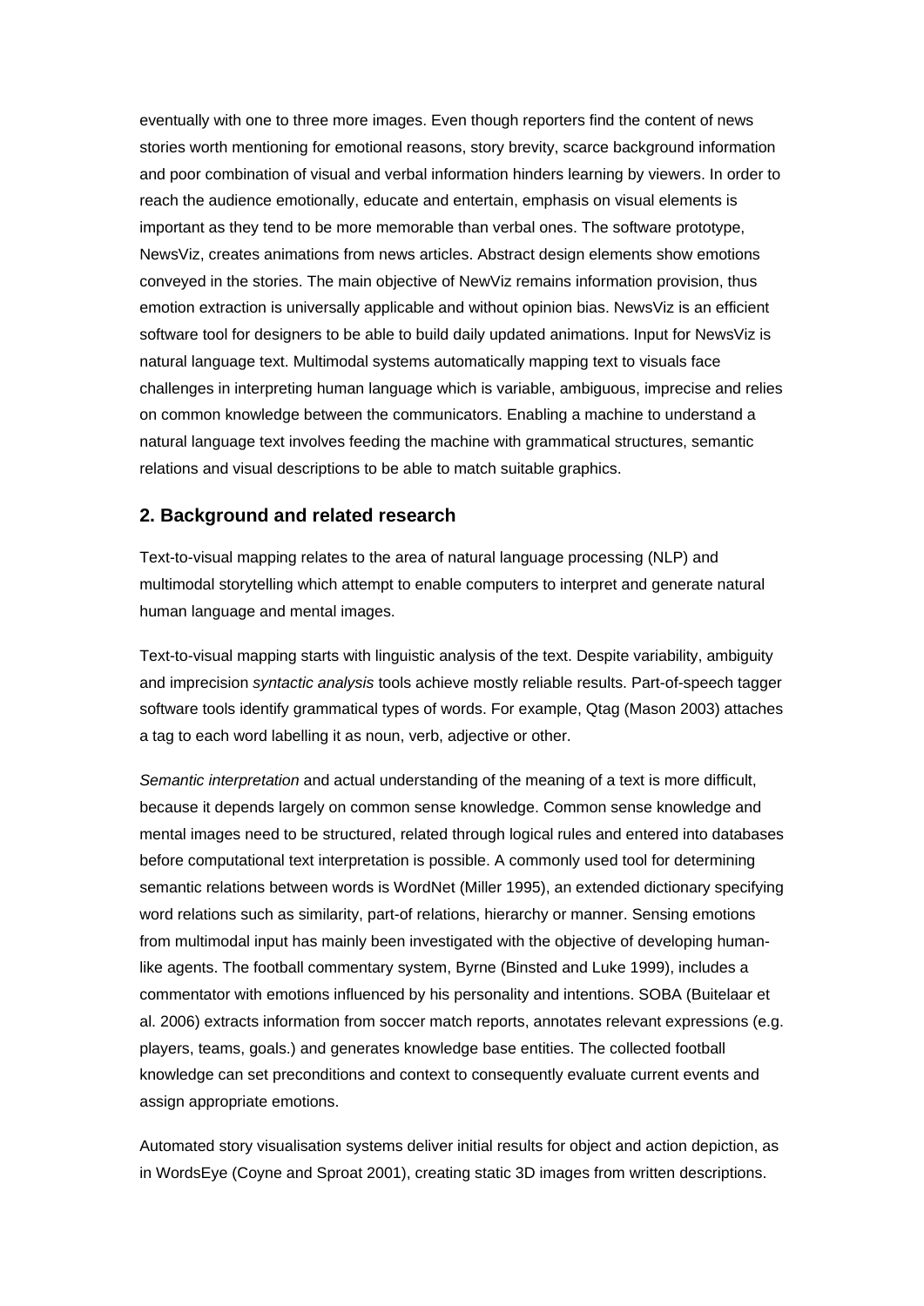eventually with one to three more images. Even though reporters find the content of news stories worth mentioning for emotional reasons, story brevity, scarce background information and poor combination of visual and verbal information hinders learning by viewers. In order to reach the audience emotionally, educate and entertain, emphasis on visual elements is important as they tend to be more memorable than verbal ones. The software prototype, NewsViz, creates animations from news articles. Abstract design elements show emotions conveyed in the stories. The main objective of NewViz remains information provision, thus emotion extraction is universally applicable and without opinion bias. NewsViz is an efficient software tool for designers to be able to build daily updated animations. Input for NewsViz is natural language text. Multimodal systems automatically mapping text to visuals face challenges in interpreting human language which is variable, ambiguous, imprecise and relies on common knowledge between the communicators. Enabling a machine to understand a natural language text involves feeding the machine with grammatical structures, semantic relations and visual descriptions to be able to match suitable graphics.

## 2. Background and related research

Text-to-visual mapping relates to the area of natural language processing (NLP) and multimodal storytelling which attempt to enable computers to interpret and generate natural human language and mental images.

Text-to-visual mapping starts with linguistic analysis of the text. Despite variability, ambiguity and imprecision *syntactic analysis* tools achieve mostly reliable results. Part-of-speech tagger software tools identify grammatical types of words. For example, Qtag (Mason 2003) attaches a tag to each word labelling it as noun, verb, adjective or other.

*Semantic interpretation* and actual understanding of the meaning of a text is more difficult, because it depends largely on common sense knowledge. Common sense knowledge and mental images need to be structured, related through logical rules and entered into databases before computational text interpretation is possible. A commonly used tool for determining semantic relations between words is WordNet (Miller 1995), an extended dictionary specifying word relations such as similarity, part-of relations, hierarchy or manner. Sensing emotions from multimodal input has mainly been investigated with the objective of developing human-like agents. The football commentary system, Byrne (Binsted and Luke 1999), includes a commentator with emotions influenced by his personality and intentions. SOBA (Buitelaar et al. 2006) extracts information from soccer match reports, annotates relevant expressions (e.g. players, teams, goals.) and generates knowledge base entities. The collected football knowledge can set preconditions and context to consequently evaluate current events and assign appropriate emotions.

Automated story visualisation systems deliver initial results for object and action depiction, as in WordsEye (Coyne and Sproat 2001), creating static 3D images from written descriptions.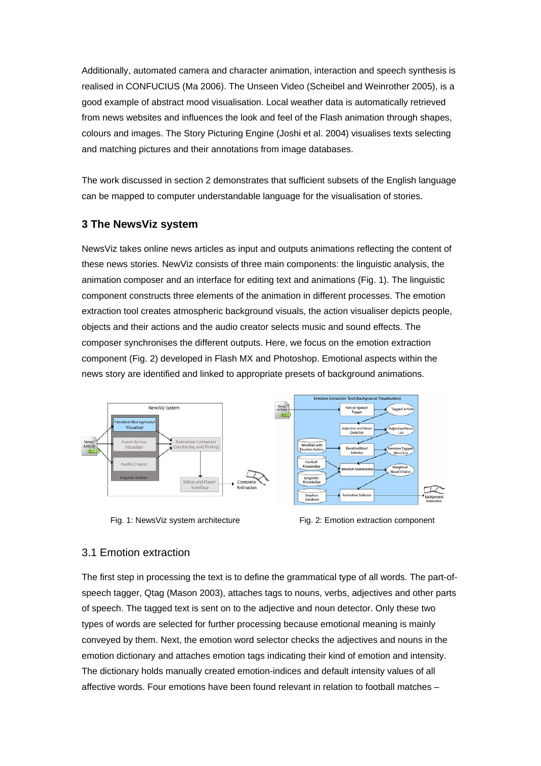Additionally, automated camera and character animation, interaction and speech synthesis is realised in CONFUCIUS (Ma 2006). The Unseen Video (Scheibel and Weinrother 2005), is a good example of abstract mood visualisation. Local weather data is automatically retrieved from news websites and influences the look and feel of the Flash animation through shapes, colours and images. The Story Picturing Engine (Joshi et al. 2004) visualises texts selecting and matching pictures and their annotations from image databases.

The work discussed in section 2 demonstrates that sufficient subsets of the English language can be mapped to computer understandable language for the visualisation of stories.

## 3 The NewsViz system

NewsViz takes online news articles as input and outputs animations reflecting the content of these news stories. NewViz consists of three main components: the linguistic analysis, the animation composer and an interface for editing text and animations (Fig. 1). The linguistic component constructs three elements of the animation in different processes. The emotion extraction tool creates atmospheric background visuals, the action visualiser depicts people, objects and their actions and the audio creator selects music and sound effects. The composer synchronises the different outputs. Here, we focus on the emotion extraction component (Fig. 2) developed in Flash MX and Photoshop. Emotional aspects within the news story are identified and linked to appropriate presets of background animations.

Fig. 1: NewsViz system architecture

Fig. 2: Emotion extraction component

### 3.1 Emotion extraction

The first step in processing the text is to define the grammatical type of all words. The part-of-speech tagger, Qtag (Mason 2003), attaches tags to nouns, verbs, adjectives and other parts of speech. The tagged text is sent on to the adjective and noun detector. Only these two types of words are selected for further processing because emotional meaning is mainly conveyed by them. Next, the emotion word selector checks the adjectives and nouns in the emotion dictionary and attaches emotion tags indicating their kind of emotion and intensity. The dictionary holds manually created emotion-indices and default intensity values of all affective words. Four emotions have been found relevant in relation to football matches –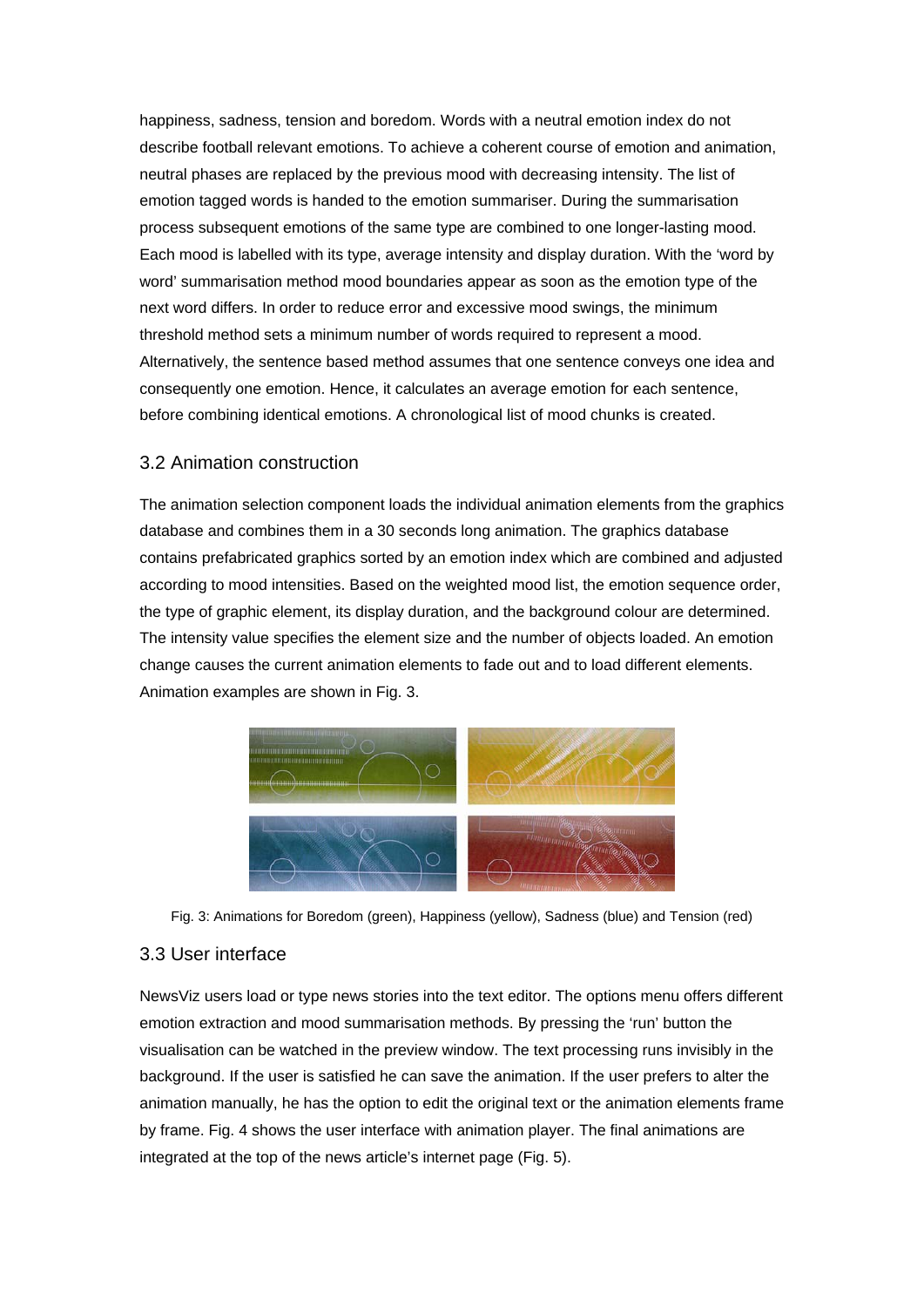happiness, sadness, tension and boredom. Words with a neutral emotion index do not describe football relevant emotions. To achieve a coherent course of emotion and animation, neutral phases are replaced by the previous mood with decreasing intensity. The list of emotion tagged words is handed to the emotion summariser. During the summarisation process subsequent emotions of the same type are combined to one longer-lasting mood. Each mood is labelled with its type, average intensity and display duration. With the 'word by word' summarisation method mood boundaries appear as soon as the emotion type of the next word differs. In order to reduce error and excessive mood swings, the minimum threshold method sets a minimum number of words required to represent a mood. Alternatively, the sentence based method assumes that one sentence conveys one idea and consequently one emotion. Hence, it calculates an average emotion for each sentence, before combining identical emotions. A chronological list of mood chunks is created.

## 3.2 Animation construction

The animation selection component loads the individual animation elements from the graphics database and combines them in a 30 seconds long animation. The graphics database contains prefabricated graphics sorted by an emotion index which are combined and adjusted according to mood intensities. Based on the weighted mood list, the emotion sequence order, the type of graphic element, its display duration, and the background colour are determined. The intensity value specifies the element size and the number of objects loaded. An emotion change causes the current animation elements to fade out and to load different elements. Animation examples are shown in Fig. 3.

Fig. 3: Animations for Boredom (green), Happiness (yellow), Sadness (blue) and Tension (red)

## 3.3 User interface

NewsViz users load or type news stories into the text editor. The options menu offers different emotion extraction and mood summarisation methods. By pressing the 'run' button the visualisation can be watched in the preview window. The text processing runs invisibly in the background. If the user is satisfied he can save the animation. If the user prefers to alter the animation manually, he has the option to edit the original text or the animation elements frame by frame. Fig. 4 shows the user interface with animation player. The final animations are integrated at the top of the news article's internet page (Fig. 5).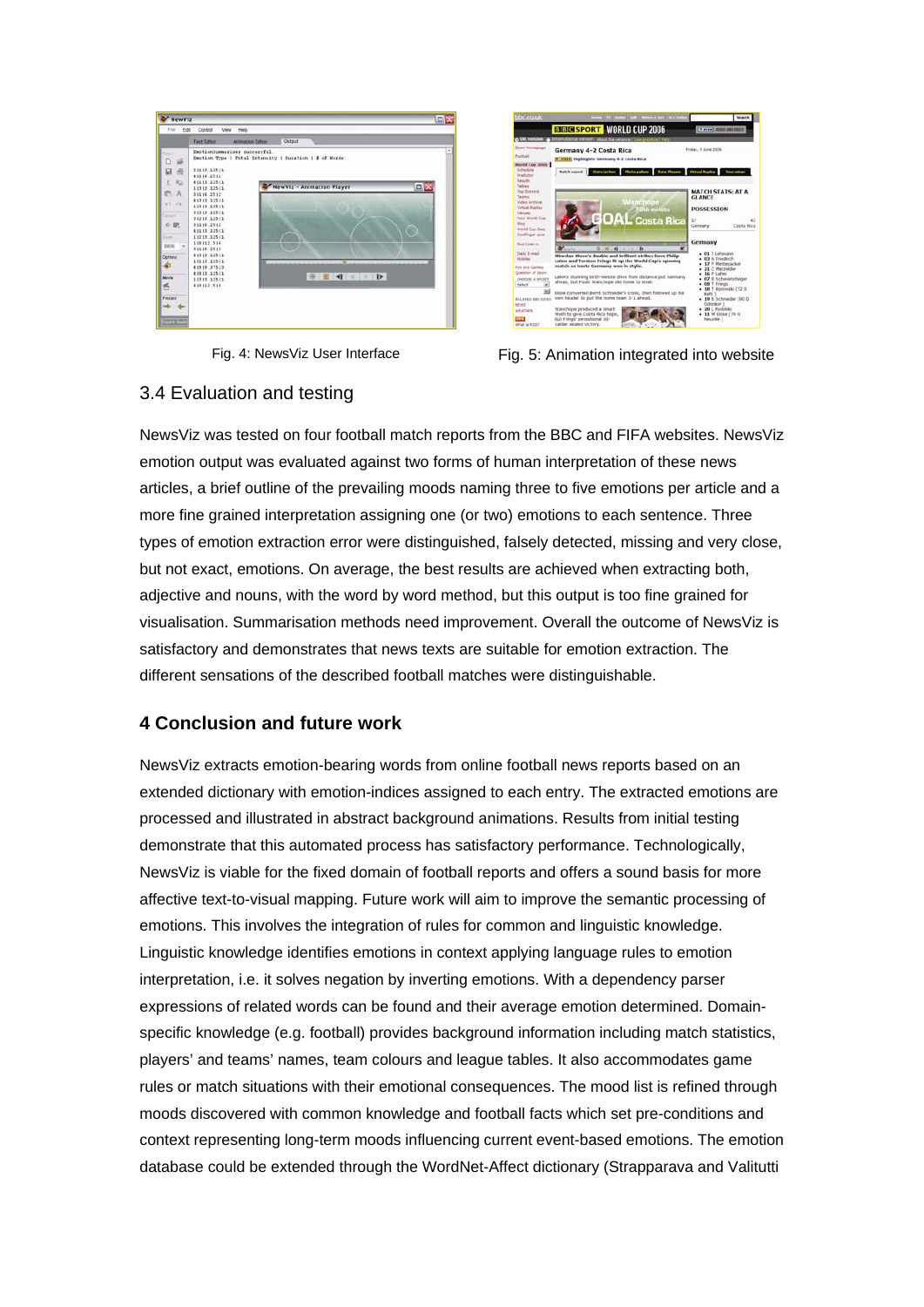Fig. 4: NewsViz User Interface

Fig. 5: Animation integrated into website

## 3.4 Evaluation and testing

NewsViz was tested on four football match reports from the BBC and FIFA websites. NewsViz emotion output was evaluated against two forms of human interpretation of these news articles, a brief outline of the prevailing moods naming three to five emotions per article and a more fine grained interpretation assigning one (or two) emotions to each sentence. Three types of emotion extraction error were distinguished, falsely detected, missing and very close, but not exact, emotions. On average, the best results are achieved when extracting both, adjective and nouns, with the word by word method, but this output is too fine grained for visualisation. Summarisation methods need improvement. Overall the outcome of NewsViz is satisfactory and demonstrates that news texts are suitable for emotion extraction. The different sensations of the described football matches were distinguishable.

## 4 Conclusion and future work

NewsViz extracts emotion-bearing words from online football news reports based on an extended dictionary with emotion-indices assigned to each entry. The extracted emotions are processed and illustrated in abstract background animations. Results from initial testing demonstrate that this automated process has satisfactory performance. Technologically, NewsViz is viable for the fixed domain of football reports and offers a sound basis for more affective text-to-visual mapping. Future work will aim to improve the semantic processing of emotions. This involves the integration of rules for common and linguistic knowledge. Linguistic knowledge identifies emotions in context applying language rules to emotion interpretation, i.e. it solves negation by inverting emotions. With a dependency parser expressions of related words can be found and their average emotion determined. Domain-specific knowledge (e.g. football) provides background information including match statistics, players' and teams' names, team colours and league tables. It also accommodates game rules or match situations with their emotional consequences. The mood list is refined through moods discovered with common knowledge and football facts which set pre-conditions and context representing long-term moods influencing current event-based emotions. The emotion database could be extended through the WordNet-Affect dictionary (Strapparava and Valitutti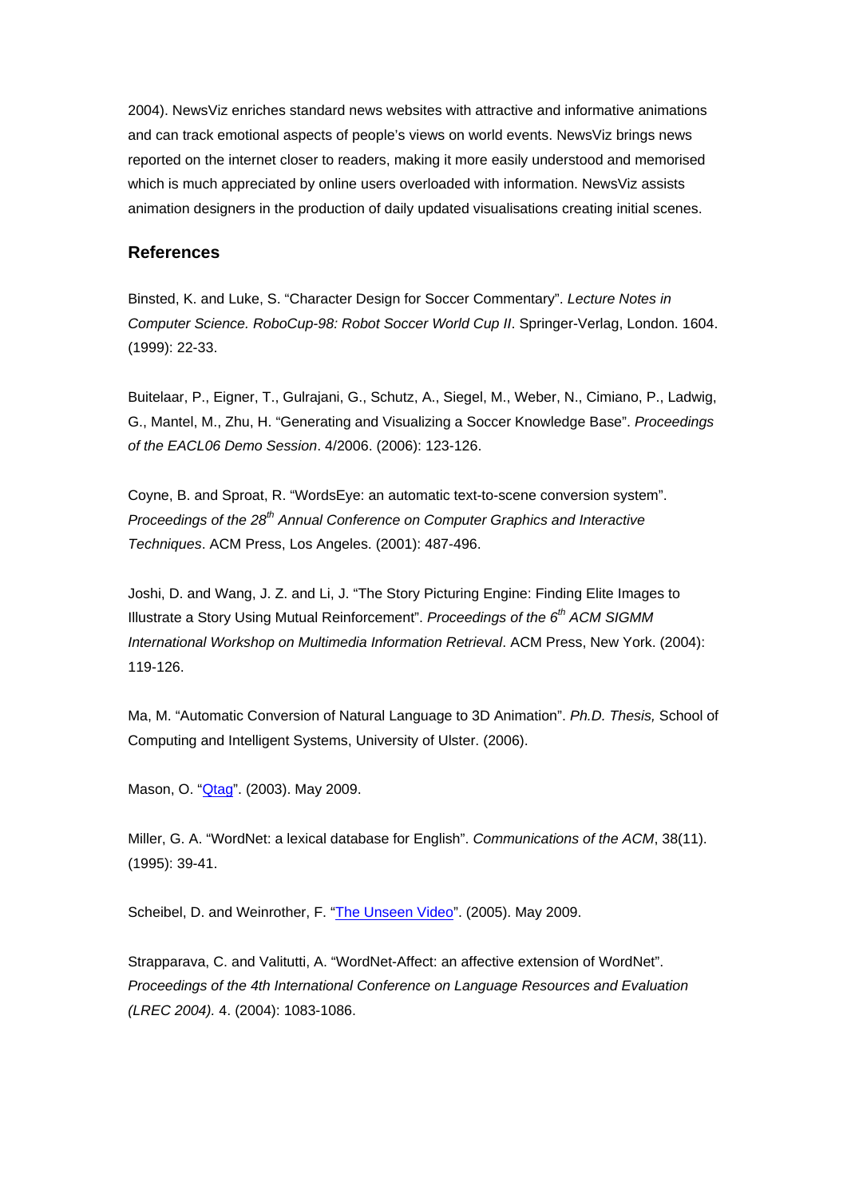2004). NewsViz enriches standard news websites with attractive and informative animations and can track emotional aspects of people's views on world events. NewsViz brings news reported on the internet closer to readers, making it more easily understood and memorised which is much appreciated by online users overloaded with information. NewsViz assists animation designers in the production of daily updated visualisations creating initial scenes.

## References

Binsted, K. and Luke, S. "Character Design for Soccer Commentary". *Lecture Notes in Computer Science. RoboCup-98: Robot Soccer World Cup II*. Springer-Verlag, London. 1604. (1999): 22-33.

Buitelaar, P., Eigner, T., Gulrajani, G., Schutz, A., Siegel, M., Weber, N., Cimiano, P., Ladwig, G., Mantel, M., Zhu, H. "Generating and Visualizing a Soccer Knowledge Base". *Proceedings of the EACL06 Demo Session*. 4/2006. (2006): 123-126.

Coyne, B. and Sproat, R. "WordsEye: an automatic text-to-scene conversion system". *Proceedings of the 28th Annual Conference on Computer Graphics and Interactive Techniques*. ACM Press, Los Angeles. (2001): 487-496.

Joshi, D. and Wang, J. Z. and Li, J. "The Story Picturing Engine: Finding Elite Images to Illustrate a Story Using Mutual Reinforcement". *Proceedings of the 6th ACM SIGMM International Workshop on Multimedia Information Retrieval*. ACM Press, New York. (2004): 119-126.

Ma, M. "Automatic Conversion of Natural Language to 3D Animation". *Ph.D. Thesis,* School of Computing and Intelligent Systems, University of Ulster. (2006).

Mason, O. "Qtag". (2003). May 2009.

Miller, G. A. "WordNet: a lexical database for English". *Communications of the ACM*, 38(11). (1995): 39-41.

Scheibel, D. and Weinrother, F. "The Unseen Video". (2005). May 2009.

Strapparava, C. and Valitutti, A. "WordNet-Affect: an affective extension of WordNet". *Proceedings of the 4th International Conference on Language Resources and Evaluation (LREC 2004).* 4. (2004): 1083-1086.